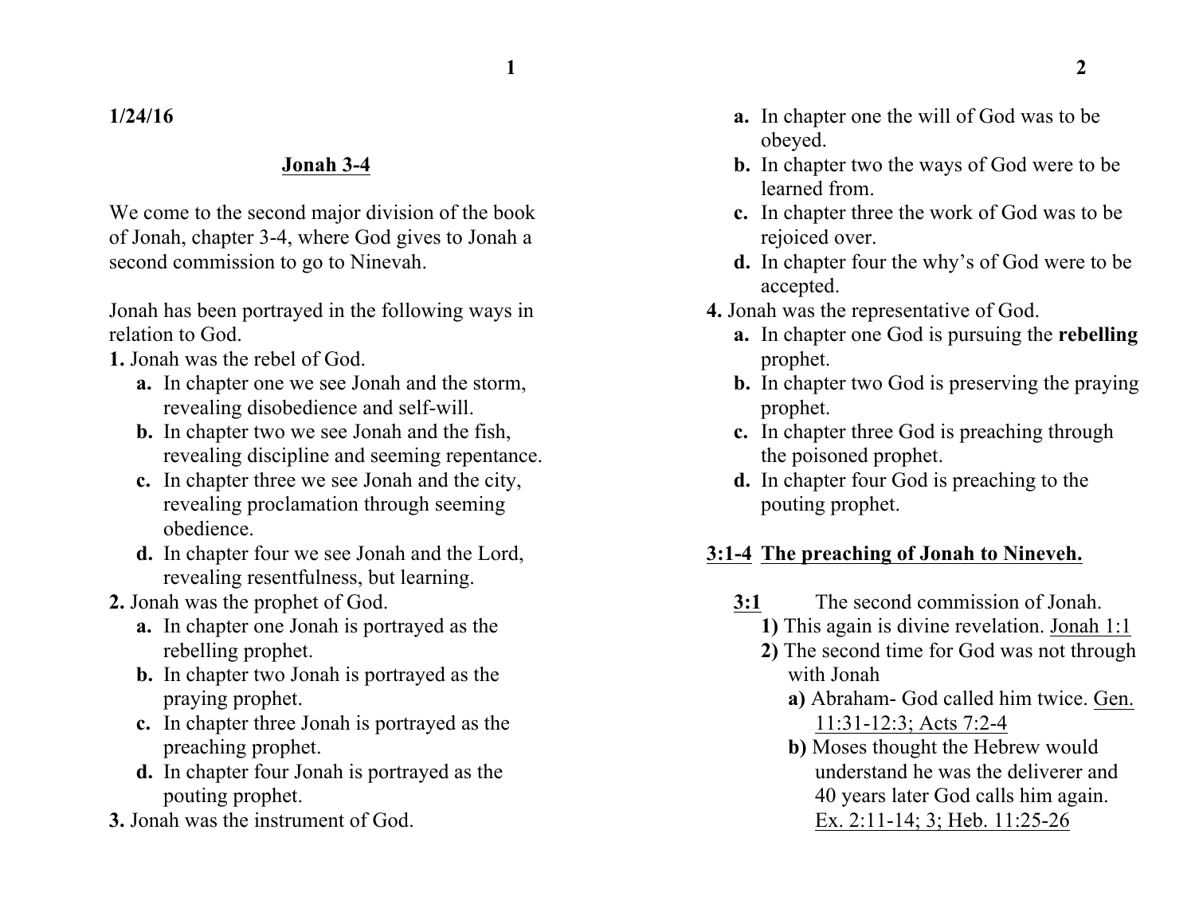**1/24/16**

# Jonah 3-4

We come to the second major division of the book of Jonah, chapter 3-4, where God gives to Jonah a second commission to go to Nineveh.

Jonah has been portrayed in the following ways in relation to God.

**1.** Jonah was the rebel of God.
- **a.** In chapter one we see Jonah and the storm, revealing disobedience and self-will.
- **b.** In chapter two we see Jonah and the fish, revealing discipline and seeming repentance.
- **c.** In chapter three we see Jonah and the city, revealing proclamation through seeming obedience.
- **d.** In chapter four we see Jonah and the Lord, revealing resentfulness, but learning.

**2.** Jonah was the prophet of God.
- **a.** In chapter one Jonah is portrayed as the rebelling prophet.
- **b.** In chapter two Jonah is portrayed as the praying prophet.
- **c.** In chapter three Jonah is portrayed as the preaching prophet.
- **d.** In chapter four Jonah is portrayed as the pouting prophet.

**3.** Jonah was the instrument of God.
- **a.** In chapter one the will of God was to be obeyed.
- **b.** In chapter two the ways of God were to be learned from.
- **c.** In chapter three the work of God was to be rejoiced over.
- **d.** In chapter four the why's of God were to be accepted.

**4.** Jonah was the representative of God.
- **a.** In chapter one God is pursuing the **rebelling** prophet.
- **b.** In chapter two God is preserving the praying prophet.
- **c.** In chapter three God is preaching through the poisoned prophet.
- **d.** In chapter four God is preaching to the pouting prophet.

## 3:1-4 The preaching of Jonah to Nineveh.

<u>**3:1**</u> The second commission of Jonah.

**1)** This again is divine revelation. <u>Jonah 1:1</u>

**2)** The second time for God was not through with Jonah

- **a)** Abraham- God called him twice. <u>Gen. 11:31-12:3; Acts 7:2-4</u>
- **b)** Moses thought the Hebrew would understand he was the deliverer and 40 years later God calls him again. <u>Ex. 2:11-14; 3; Heb. 11:25-26</u>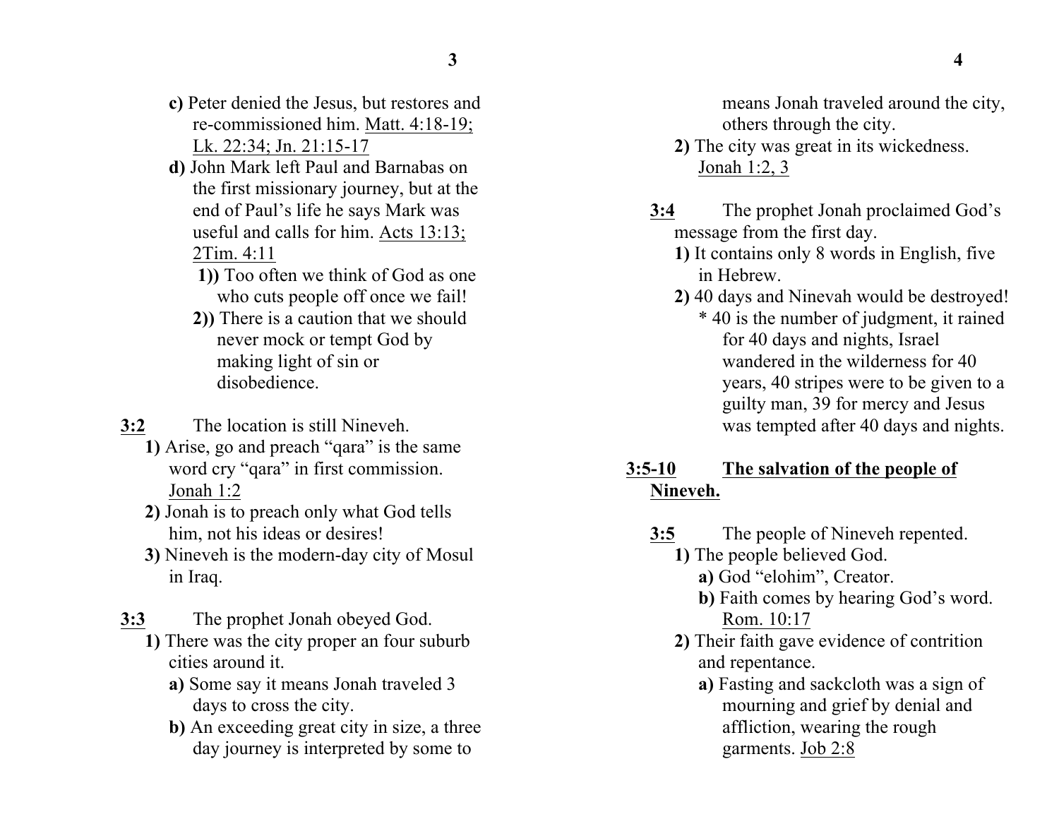**c)** Peter denied the Jesus, but restores and re-commissioned him. Matt. 4:18-19; Lk. 22:34; Jn. 21:15-17

**d)** John Mark left Paul and Barnabas on the first missionary journey, but at the end of Paul's life he says Mark was useful and calls for him. Acts 13:13; 2Tim. 4:11

**1))** Too often we think of God as one who cuts people off once we fail!

**2))** There is a caution that we should never mock or tempt God by making light of sin or disobedience.

**3:2** The location is still Nineveh.

**1)** Arise, go and preach "qara" is the same word cry "qara" in first commission. Jonah 1:2

**2)** Jonah is to preach only what God tells him, not his ideas or desires!

**3)** Nineveh is the modern-day city of Mosul in Iraq.

**3:3** The prophet Jonah obeyed God.

**1)** There was the city proper an four suburb cities around it.

**a)** Some say it means Jonah traveled 3 days to cross the city.

**b)** An exceeding great city in size, a three day journey is interpreted by some to means Jonah traveled around the city, others through the city.

**2)** The city was great in its wickedness. Jonah 1:2, 3

**3:4** The prophet Jonah proclaimed God's message from the first day.

**1)** It contains only 8 words in English, five in Hebrew.

**2)** 40 days and Ninevah would be destroyed!

* 40 is the number of judgment, it rained for 40 days and nights, Israel wandered in the wilderness for 40 years, 40 stripes were to be given to a guilty man, 39 for mercy and Jesus was tempted after 40 days and nights.

## 3:5-10 The salvation of the people of Nineveh.

**3:5** The people of Nineveh repented.

**1)** The people believed God.

**a)** God "elohim", Creator.

**b)** Faith comes by hearing God's word. Rom. 10:17

**2)** Their faith gave evidence of contrition and repentance.

**a)** Fasting and sackcloth was a sign of mourning and grief by denial and affliction, wearing the rough garments. Job 2:8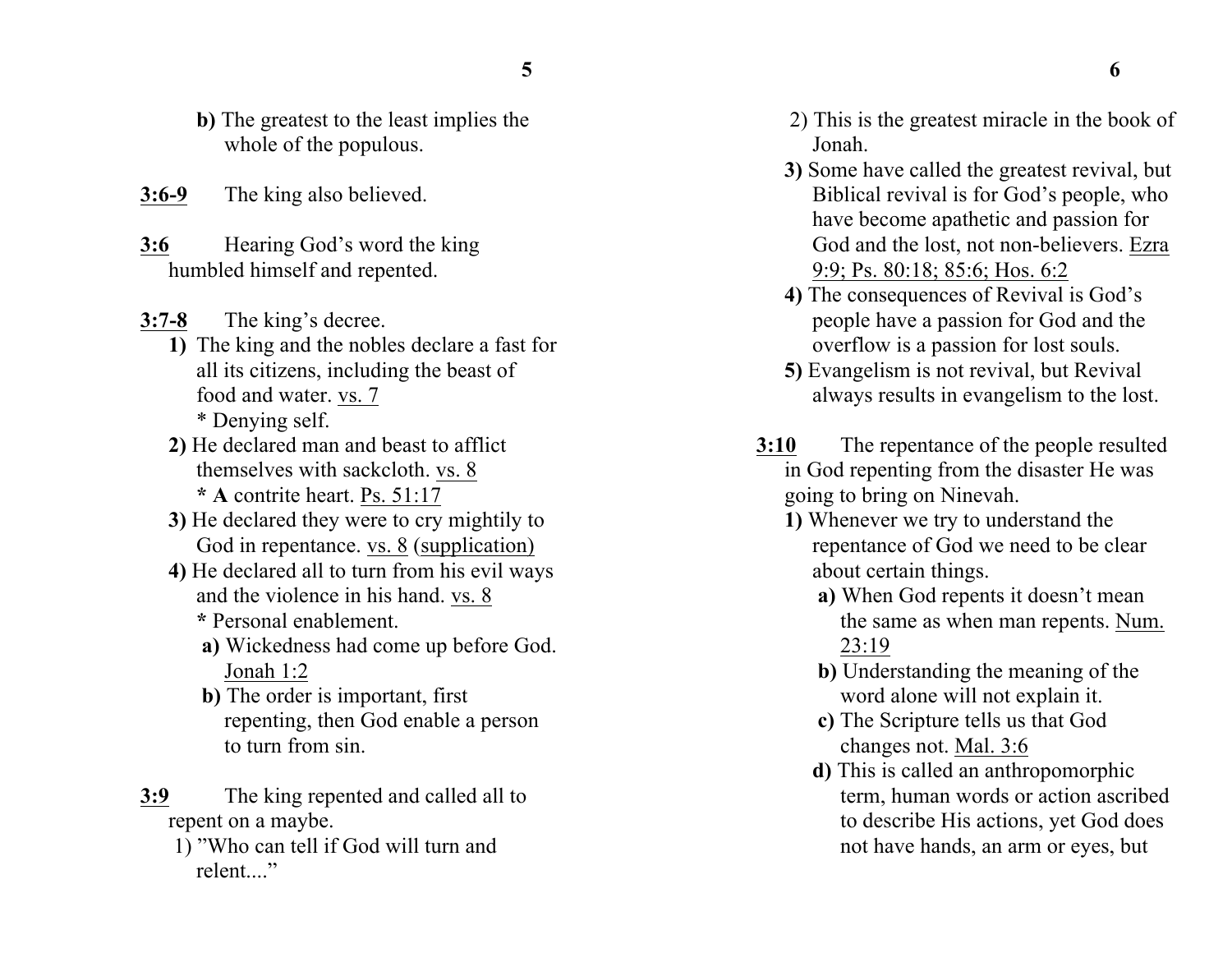**b)** The greatest to the least implies the whole of the populous.

**3:6-9** The king also believed.

**3:6** Hearing God's word the king humbled himself and repented.

**3:7-8** The king's decree.

**1)** The king and the nobles declare a fast for all its citizens, including the beast of food and water. vs. 7
* Denying self.

**2)** He declared man and beast to afflict themselves with sackcloth. vs. 8
**\* A** contrite heart. Ps. 51:17

**3)** He declared they were to cry mightily to God in repentance. vs. 8 (supplication)

**4)** He declared all to turn from his evil ways and the violence in his hand. vs. 8
**\*** Personal enablement.

**a)** Wickedness had come up before God. Jonah 1:2

**b)** The order is important, first repenting, then God enable a person to turn from sin.

**3:9** The king repented and called all to repent on a maybe.

1) "Who can tell if God will turn and relent...."

2) This is the greatest miracle in the book of Jonah.

**3)** Some have called the greatest revival, but Biblical revival is for God's people, who have become apathetic and passion for God and the lost, not non-believers. Ezra 9:9; Ps. 80:18; 85:6; Hos. 6:2

**4)** The consequences of Revival is God's people have a passion for God and the overflow is a passion for lost souls.

**5)** Evangelism is not revival, but Revival always results in evangelism to the lost.

**3:10** The repentance of the people resulted in God repenting from the disaster He was going to bring on Nineveh.

**1)** Whenever we try to understand the repentance of God we need to be clear about certain things.

**a)** When God repents it doesn't mean the same as when man repents. Num. 23:19

**b)** Understanding the meaning of the word alone will not explain it.

**c)** The Scripture tells us that God changes not. Mal. 3:6

**d)** This is called an anthropomorphic term, human words or action ascribed to describe His actions, yet God does not have hands, an arm or eyes, but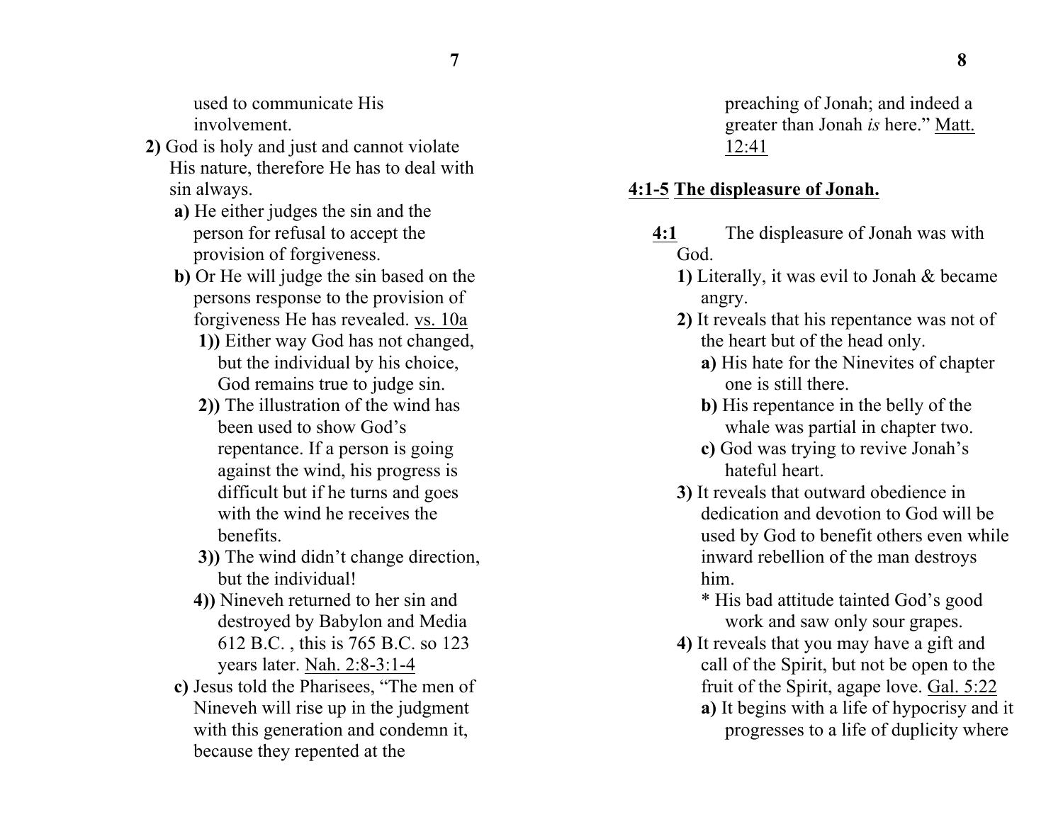used to communicate His involvement.

**2)** God is holy and just and cannot violate His nature, therefore He has to deal with sin always.

- **a)** He either judges the sin and the person for refusal to accept the provision of forgiveness.
- **b)** Or He will judge the sin based on the persons response to the provision of forgiveness He has revealed. vs. 10a
  - **1))** Either way God has not changed, but the individual by his choice, God remains true to judge sin.
  - **2))** The illustration of the wind has been used to show God's repentance. If a person is going against the wind, his progress is difficult but if he turns and goes with the wind he receives the benefits.
  - **3))** The wind didn't change direction, but the individual!
  - **4))** Nineveh returned to her sin and destroyed by Babylon and Media 612 B.C. , this is 765 B.C. so 123 years later. Nah. 2:8-3:1-4
- **c)** Jesus told the Pharisees, "The men of Nineveh will rise up in the judgment with this generation and condemn it, because they repented at the preaching of Jonah; and indeed a greater than Jonah *is* here." Matt. 12:41

## 4:1-5 The displeasure of Jonah.

**4:1** The displeasure of Jonah was with God.

**1)** Literally, it was evil to Jonah & became angry.

**2)** It reveals that his repentance was not of the heart but of the head only.

- **a)** His hate for the Ninevites of chapter one is still there.
- **b)** His repentance in the belly of the whale was partial in chapter two.
- **c)** God was trying to revive Jonah's hateful heart.

**3)** It reveals that outward obedience in dedication and devotion to God will be used by God to benefit others even while inward rebellion of the man destroys him.

- * His bad attitude tainted God's good work and saw only sour grapes.

**4)** It reveals that you may have a gift and call of the Spirit, but not be open to the fruit of the Spirit, agape love. Gal. 5:22

- **a)** It begins with a life of hypocrisy and it progresses to a life of duplicity where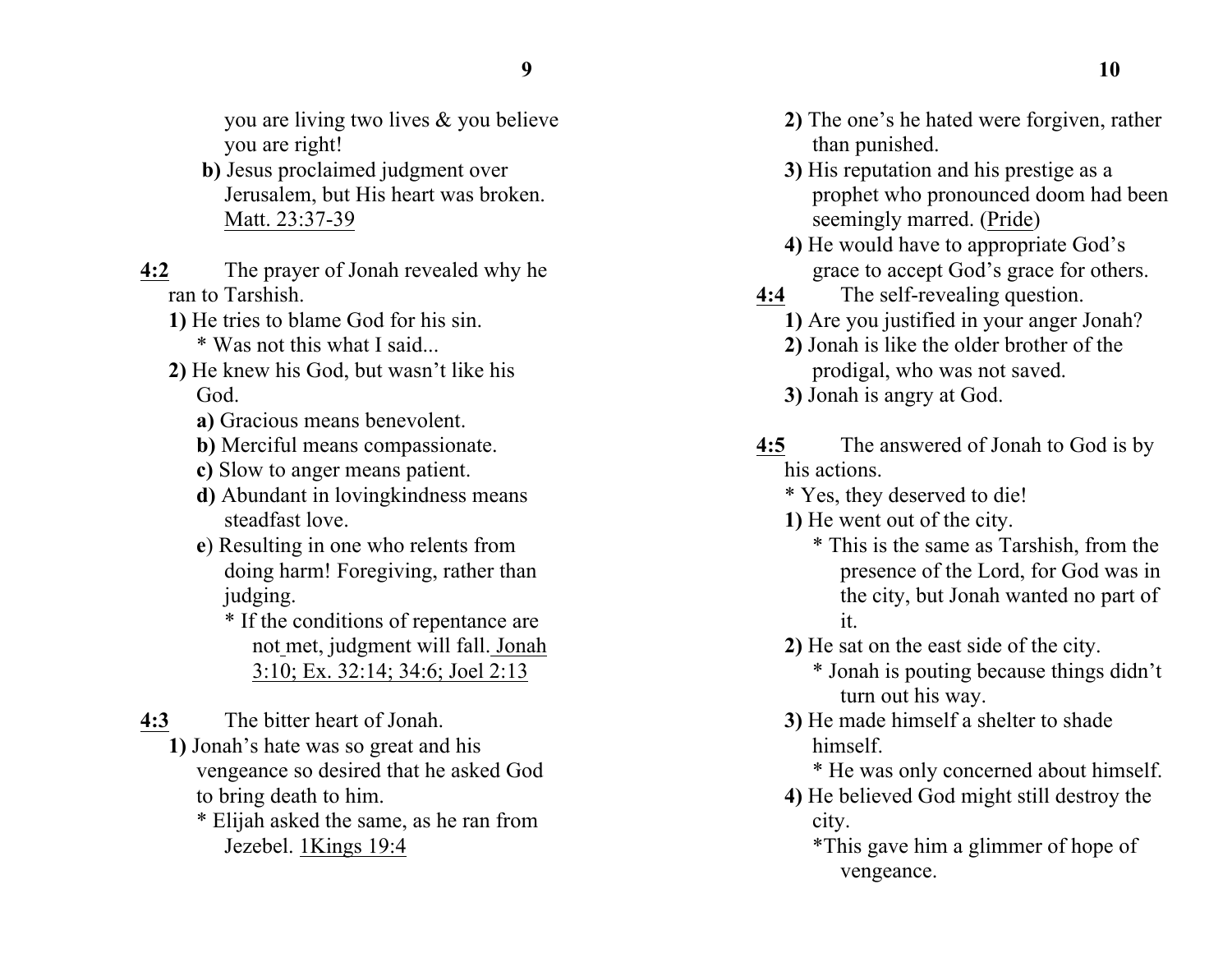you are living two lives & you believe you are right!

b) Jesus proclaimed judgment over Jerusalem, but His heart was broken. Matt. 23:37-39

**4:2** The prayer of Jonah revealed why he ran to Tarshish.

**1)** He tries to blame God for his sin.
* Was not this what I said...

**2)** He knew his God, but wasn't like his God.

**a)** Gracious means benevolent.

**b)** Merciful means compassionate.

**c)** Slow to anger means patient.

**d)** Abundant in lovingkindness means steadfast love.

**e**) Resulting in one who relents from doing harm! Foregiving, rather than judging.
* If the conditions of repentance are not met, judgment will fall. Jonah 3:10; Ex. 32:14; 34:6; Joel 2:13

**4:3** The bitter heart of Jonah.

**1)** Jonah's hate was so great and his vengeance so desired that he asked God to bring death to him.
* Elijah asked the same, as he ran from Jezebel. 1Kings 19:4

**2)** The one's he hated were forgiven, rather than punished.

**3)** His reputation and his prestige as a prophet who pronounced doom had been seemingly marred. (Pride)

**4)** He would have to appropriate God's grace to accept God's grace for others.

**4:4** The self-revealing question.

**1)** Are you justified in your anger Jonah?

**2)** Jonah is like the older brother of the prodigal, who was not saved.

**3)** Jonah is angry at God.

**4:5** The answered of Jonah to God is by his actions.
* Yes, they deserved to die!

**1)** He went out of the city.
* This is the same as Tarshish, from the presence of the Lord, for God was in the city, but Jonah wanted no part of it.

**2)** He sat on the east side of the city.
* Jonah is pouting because things didn't turn out his way.

**3)** He made himself a shelter to shade himself.
* He was only concerned about himself.

**4)** He believed God might still destroy the city.
*This gave him a glimmer of hope of vengeance.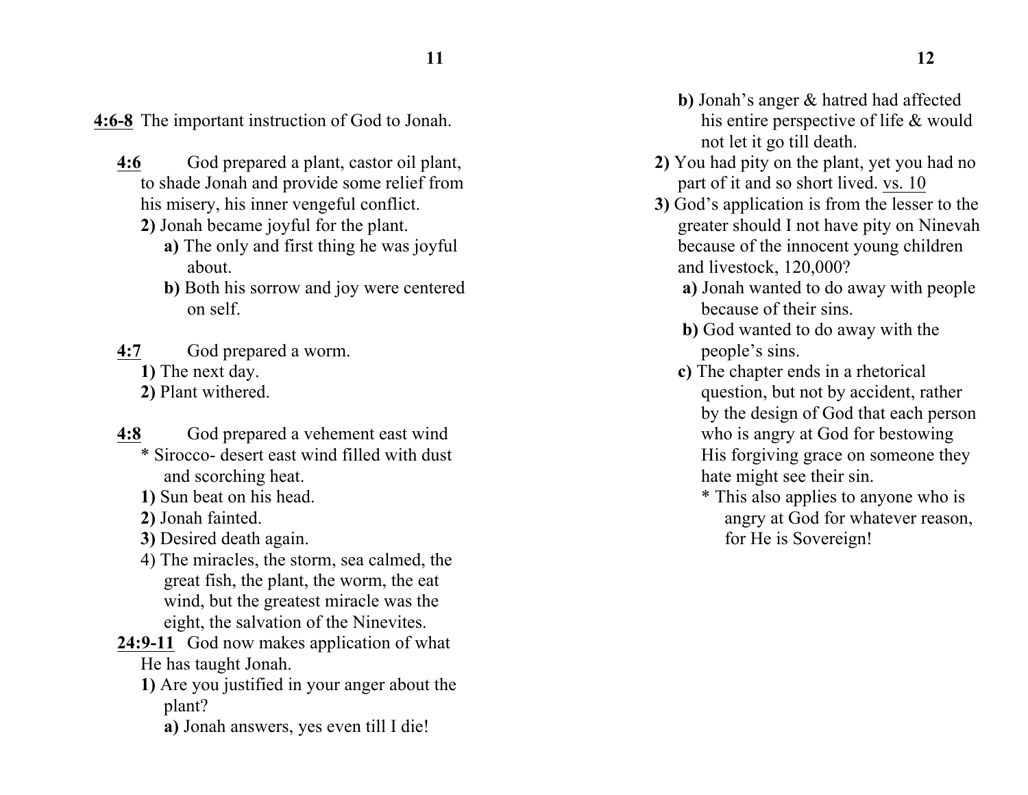**4:6-8** The important instruction of God to Jonah.

**4:6** God prepared a plant, castor oil plant, to shade Jonah and provide some relief from his misery, his inner vengeful conflict.

**2)** Jonah became joyful for the plant.

**a)** The only and first thing he was joyful about.

**b)** Both his sorrow and joy were centered on self.

**4:7** God prepared a worm.

**1)** The next day.

**2)** Plant withered.

**4:8** God prepared a vehement east wind

* Sirocco- desert east wind filled with dust and scorching heat.

**1)** Sun beat on his head.

**2)** Jonah fainted.

**3)** Desired death again.

4) The miracles, the storm, sea calmed, the great fish, the plant, the worm, the eat wind, but the greatest miracle was the eight, the salvation of the Ninevites.

**24:9-11** God now makes application of what He has taught Jonah.

**1)** Are you justified in your anger about the plant?

**a)** Jonah answers, yes even till I die!

**b)** Jonah's anger & hatred had affected his entire perspective of life & would not let it go till death.

**2)** You had pity on the plant, yet you had no part of it and so short lived. vs. 10

**3)** God's application is from the lesser to the greater should I not have pity on Nineveh because of the innocent young children and livestock, 120,000?

**a)** Jonah wanted to do away with people because of their sins.

**b)** God wanted to do away with the people's sins.

**c)** The chapter ends in a rhetorical question, but not by accident, rather by the design of God that each person who is angry at God for bestowing His forgiving grace on someone they hate might see their sin.

* This also applies to anyone who is angry at God for whatever reason, for He is Sovereign!